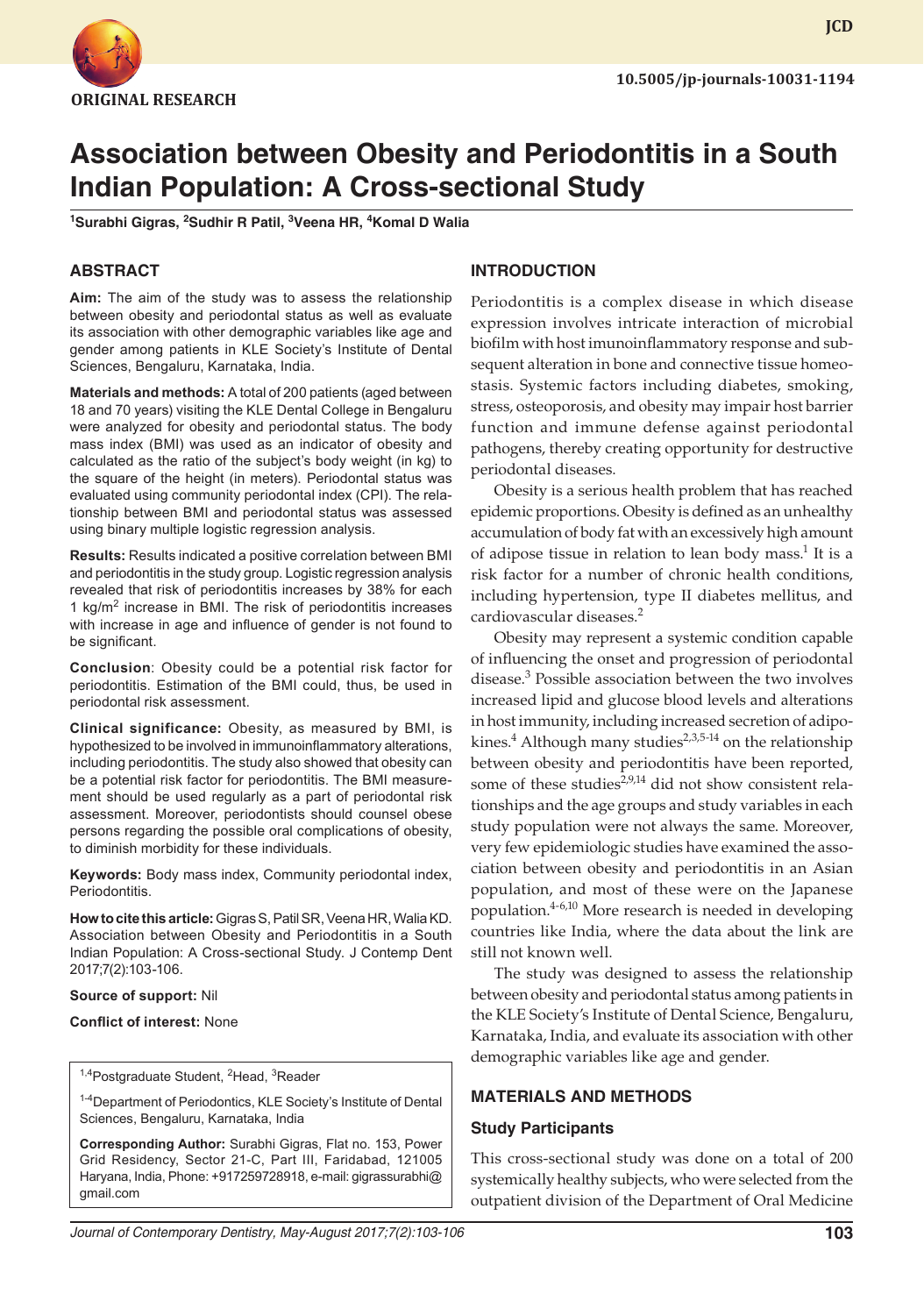ORIGINAL RESEARCH

10.5005/jp-journals-10031-1194

# Association between Obesity and Periodontitis in a South Indian Population: A Cross-sectional Study

[1]Surabhi Gigras, [2]Sudhir R Patil, [3]Veena HR, [4]Komal D Walia

## ABSTRACT

**Aim:** The aim of the study was to assess the relationship between obesity and periodontal status as well as evaluate its association with other demographic variables like age and gender among patients in KLE Society's Institute of Dental Sciences, Bengaluru, Karnataka, India.

**Materials and methods:** A total of 200 patients (aged between 18 and 70 years) visiting the KLE Dental College in Bengaluru were analyzed for obesity and periodontal status. The body mass index (BMI) was used as an indicator of obesity and calculated as the ratio of the subject's body weight (in kg) to the square of the height (in meters). Periodontal status was evaluated using community periodontal index (CPI). The relationship between BMI and periodontal status was assessed using binary multiple logistic regression analysis.

**Results:** Results indicated a positive correlation between BMI and periodontitis in the study group. Logistic regression analysis revealed that risk of periodontitis increases by 38% for each 1 $kg/m^2$ increase in BMI. The risk of periodontitis increases with increase in age and influence of gender is not found to be significant.

**Conclusion**: Obesity could be a potential risk factor for periodontitis. Estimation of the BMI could, thus, be used in periodontal risk assessment.

**Clinical significance:** Obesity, as measured by BMI, is hypothesized to be involved in immunoinflammatory alterations, including periodontitis. The study also showed that obesity can be a potential risk factor for periodontitis. The BMI measurement should be used regularly as a part of periodontal risk assessment. Moreover, periodontists should counsel obese persons regarding the possible oral complications of obesity, to diminish morbidity for these individuals.

**Keywords:** Body mass index, Community periodontal index, Periodontitis.

**How to cite this article:** Gigras S, Patil SR, Veena HR, Walia KD. Association between Obesity and Periodontitis in a South Indian Population: A Cross-sectional Study. J Contemp Dent 2017;7(2):103-106.

**Source of support:** Nil

**Conflict of interest:** None

[1,4]Postgraduate Student, [2]Head, [3]Reader

[1-4]Department of Periodontics, KLE Society's Institute of Dental Sciences, Bengaluru, Karnataka, India

**Corresponding Author:** Surabhi Gigras, Flat no. 153, Power Grid Residency, Sector 21-C, Part III, Faridabad, 121005 Haryana, India, Phone: +917259728918, e-mail: gigrassurabhi@gmail.com

## INTRODUCTION

Periodontitis is a complex disease in which disease expression involves intricate interaction of microbial biofilm with host imunoinflammatory response and subsequent alteration in bone and connective tissue homeostasis. Systemic factors including diabetes, smoking, stress, osteoporosis, and obesity may impair host barrier function and immune defense against periodontal pathogens, thereby creating opportunity for destructive periodontal diseases.

Obesity is a serious health problem that has reached epidemic proportions. Obesity is defined as an unhealthy accumulation of body fat with an excessively high amount of adipose tissue in relation to lean body mass.[1] It is a risk factor for a number of chronic health conditions, including hypertension, type II diabetes mellitus, and cardiovascular diseases.[2]

Obesity may represent a systemic condition capable of influencing the onset and progression of periodontal disease.[3] Possible association between the two involves increased lipid and glucose blood levels and alterations in host immunity, including increased secretion of adipokines.[4] Although many studies[2,3,5-14] on the relationship between obesity and periodontitis have been reported, some of these studies[2,9,14] did not show consistent relationships and the age groups and study variables in each study population were not always the same. Moreover, very few epidemiologic studies have examined the association between obesity and periodontitis in an Asian population, and most of these were on the Japanese population.[4-6,10] More research is needed in developing countries like India, where the data about the link are still not known well.

The study was designed to assess the relationship between obesity and periodontal status among patients in the KLE Society's Institute of Dental Science, Bengaluru, Karnataka, India, and evaluate its association with other demographic variables like age and gender.

## MATERIALS AND METHODS

### Study Participants

This cross-sectional study was done on a total of 200 systemically healthy subjects, who were selected from the outpatient division of the Department of Oral Medicine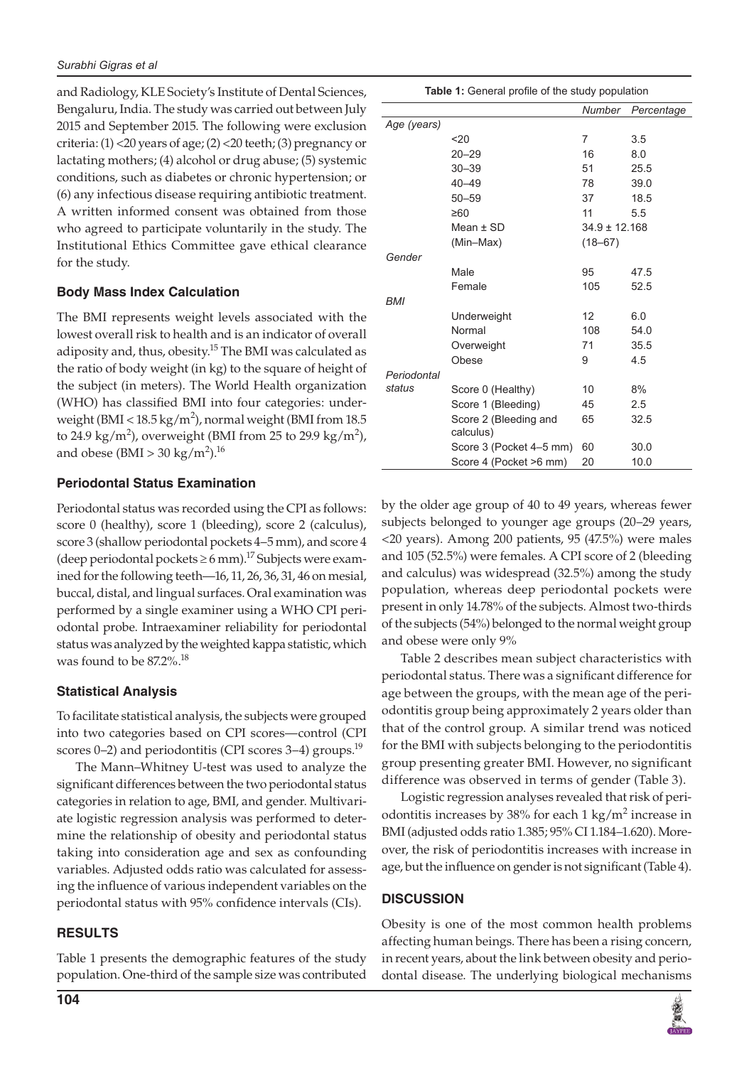and Radiology, KLE Society's Institute of Dental Sciences, Bengaluru, India. The study was carried out between July 2015 and September 2015. The following were exclusion criteria: (1) <20 years of age; (2) <20 teeth; (3) pregnancy or lactating mothers; (4) alcohol or drug abuse; (5) systemic conditions, such as diabetes or chronic hypertension; or (6) any infectious disease requiring antibiotic treatment. A written informed consent was obtained from those who agreed to participate voluntarily in the study. The Institutional Ethics Committee gave ethical clearance for the study.

### Body Mass Index Calculation

The BMI represents weight levels associated with the lowest overall risk to health and is an indicator of overall adiposity and, thus, obesity.[15] The BMI was calculated as the ratio of body weight (in kg) to the square of height of the subject (in meters). The World Health organization (WHO) has classified BMI into four categories: underweight (BMI < 18.5 kg/m$^2$), normal weight (BMI from 18.5 to 24.9 kg/m$^2$), overweight (BMI from 25 to 29.9 kg/m$^2$), and obese (BMI > 30 kg/m$^2$).[16]

### Periodontal Status Examination

Periodontal status was recorded using the CPI as follows: score 0 (healthy), score 1 (bleeding), score 2 (calculus), score 3 (shallow periodontal pockets 4–5 mm), and score 4 (deep periodontal pockets ≥ 6 mm).[17] Subjects were examined for the following teeth—16, 11, 26, 36, 31, 46 on mesial, buccal, distal, and lingual surfaces. Oral examination was performed by a single examiner using a WHO CPI periodontal probe. Intraexaminer reliability for periodontal status was analyzed by the weighted kappa statistic, which was found to be 87.2%.[18]

### Statistical Analysis

To facilitate statistical analysis, the subjects were grouped into two categories based on CPI scores—control (CPI scores 0–2) and periodontitis (CPI scores 3–4) groups.[19]

The Mann–Whitney U-test was used to analyze the significant differences between the two periodontal status categories in relation to age, BMI, and gender. Multivariate logistic regression analysis was performed to determine the relationship of obesity and periodontal status taking into consideration age and sex as confounding variables. Adjusted odds ratio was calculated for assessing the influence of various independent variables on the periodontal status with 95% confidence intervals (CIs).

## RESULTS

Table 1 presents the demographic features of the study population. One-third of the sample size was contributed by the older age group of 40 to 49 years, whereas fewer subjects belonged to younger age groups (20–29 years, <20 years). Among 200 patients, 95 (47.5%) were males and 105 (52.5%) were females. A CPI score of 2 (bleeding and calculus) was widespread (32.5%) among the study population, whereas deep periodontal pockets were present in only 14.78% of the subjects. Almost two-thirds of the subjects (54%) belonged to the normal weight group and obese were only 9%

Table 2 describes mean subject characteristics with periodontal status. There was a significant difference for age between the groups, with the mean age of the periodontitis group being approximately 2 years older than that of the control group. A similar trend was noticed for the BMI with subjects belonging to the periodontitis group presenting greater BMI. However, no significant difference was observed in terms of gender (Table 3).

Logistic regression analyses revealed that risk of periodontitis increases by 38% for each 1 kg/m$^2$ increase in BMI (adjusted odds ratio 1.385; 95% CI 1.184–1.620). Moreover, the risk of periodontitis increases with increase in age, but the influence on gender is not significant (Table 4).

**Table 1:** General profile of the study population

| | | Number | Percentage |
|---|---|---|---|
| *Age (years)* | | | |
| | <20 | 7 | 3.5 |
| | 20–29 | 16 | 8.0 |
| | 30–39 | 51 | 25.5 |
| | 40–49 | 78 | 39.0 |
| | 50–59 | 37 | 18.5 |
| | ≥60 | 11 | 5.5 |
| | Mean ± SD | 34.9 ± 12.168 | |
| | (Min–Max) | (18–67) | |
| *Gender* | | | |
| | Male | 95 | 47.5 |
| | Female | 105 | 52.5 |
| *BMI* | | | |
| | Underweight | 12 | 6.0 |
| | Normal | 108 | 54.0 |
| | Overweight | 71 | 35.5 |
| | Obese | 9 | 4.5 |
| *Periodontal status* | | | |
| | Score 0 (Healthy) | 10 | 8% |
| | Score 1 (Bleeding) | 45 | 2.5 |
| | Score 2 (Bleeding and calculus) | 65 | 32.5 |
| | Score 3 (Pocket 4–5 mm) | 60 | 30.0 |
| | Score 4 (Pocket >6 mm) | 20 | 10.0 |

## DISCUSSION

Obesity is one of the most common health problems affecting human beings. There has been a rising concern, in recent years, about the link between obesity and periodontal disease. The underlying biological mechanisms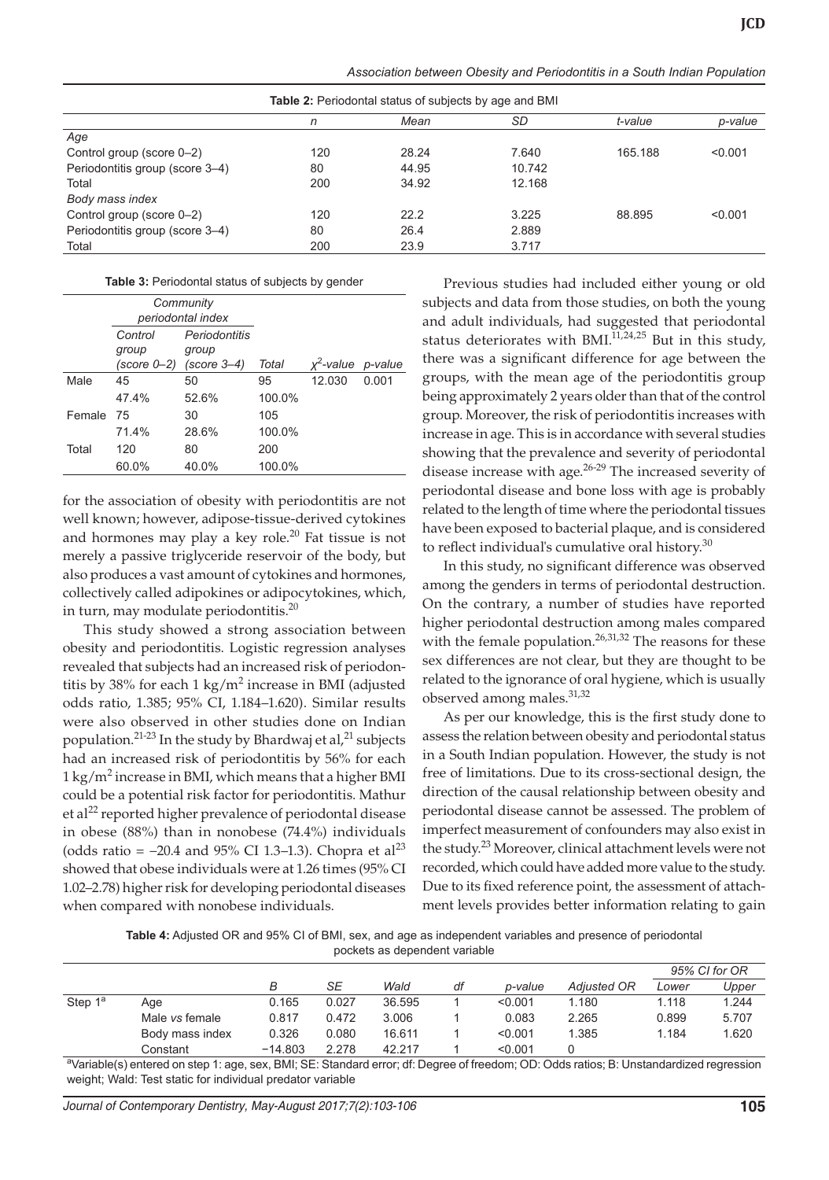**Table 2:** Periodontal status of subjects by age and BMI

| | n | Mean | SD | t-value | p-value |
|---|---|---|---|---|---|
| *Age* | | | | | |
| Control group (score 0–2) | 120 | 28.24 | 7.640 | 165.188 | <0.001 |
| Periodontitis group (score 3–4) | 80 | 44.95 | 10.742 | | |
| Total | 200 | 34.92 | 12.168 | | |
| *Body mass index* | | | | | |
| Control group (score 0–2) | 120 | 22.2 | 3.225 | 88.895 | <0.001 |
| Periodontitis group (score 3–4) | 80 | 26.4 | 2.889 | | |
| Total | 200 | 23.9 | 3.717 | | |

**Table 3:** Periodontal status of subjects by gender

| | Community periodontal index | | | | |
|---|---|---|---|---|---|
| | Control group (score 0–2) | Periodontitis group (score 3–4) | Total | $\chi^2$-value | p-value |
| Male | 45 | 50 | 95 | 12.030 | 0.001 |
| | 47.4% | 52.6% | 100.0% | | |
| Female | 75 | 30 | 105 | | |
| | 71.4% | 28.6% | 100.0% | | |
| Total | 120 | 80 | 200 | | |
| | 60.0% | 40.0% | 100.0% | | |

for the association of obesity with periodontitis are not well known; however, adipose-tissue-derived cytokines and hormones may play a key role.[20] Fat tissue is not merely a passive triglyceride reservoir of the body, but also produces a vast amount of cytokines and hormones, collectively called adipokines or adipocytokines, which, in turn, may modulate periodontitis.[20]

This study showed a strong association between obesity and periodontitis. Logistic regression analyses revealed that subjects had an increased risk of periodontitis by 38% for each 1 kg/m$^2$ increase in BMI (adjusted odds ratio, 1.385; 95% CI, 1.184–1.620). Similar results were also observed in other studies done on Indian population.[21-23] In the study by Bhardwaj et al,[21] subjects had an increased risk of periodontitis by 56% for each 1 kg/m$^2$ increase in BMI, which means that a higher BMI could be a potential risk factor for periodontitis. Mathur et al[22] reported higher prevalence of periodontal disease in obese (88%) than in nonobese (74.4%) individuals (odds ratio = −20.4 and 95% CI 1.3–1.3). Chopra et al[23] showed that obese individuals were at 1.26 times (95% CI 1.02–2.78) higher risk for developing periodontal diseases when compared with nonobese individuals.

Previous studies had included either young or old subjects and data from those studies, on both the young and adult individuals, had suggested that periodontal status deteriorates with BMI.[11,24,25] But in this study, there was a significant difference for age between the groups, with the mean age of the periodontitis group being approximately 2 years older than that of the control group. Moreover, the risk of periodontitis increases with increase in age. This is in accordance with several studies showing that the prevalence and severity of periodontal disease increase with age.[26-29] The increased severity of periodontal disease and bone loss with age is probably related to the length of time where the periodontal tissues have been exposed to bacterial plaque, and is considered to reflect individual's cumulative oral history.[30]

In this study, no significant difference was observed among the genders in terms of periodontal destruction. On the contrary, a number of studies have reported higher periodontal destruction among males compared with the female population.[26,31,32] The reasons for these sex differences are not clear, but they are thought to be related to the ignorance of oral hygiene, which is usually observed among males.[31,32]

As per our knowledge, this is the first study done to assess the relation between obesity and periodontal status in a South Indian population. However, the study is not free of limitations. Due to its cross-sectional design, the direction of the causal relationship between obesity and periodontal disease cannot be assessed. The problem of imperfect measurement of confounders may also exist in the study.[23] Moreover, clinical attachment levels were not recorded, which could have added more value to the study. Due to its fixed reference point, the assessment of attachment levels provides better information relating to gain

**Table 4:** Adjusted OR and 95% CI of BMI, sex, and age as independent variables and presence of periodontal pockets as dependent variable

| | | B | SE | Wald | df | p-value | Adjusted OR | 95% CI for OR Lower | 95% CI for OR Upper |
|---|---|---|---|---|---|---|---|---|---|
| Step 1[a] | Age | 0.165 | 0.027 | 36.595 | 1 | <0.001 | 1.180 | 1.118 | 1.244 |
| | Male *vs* female | 0.817 | 0.472 | 3.006 | 1 | 0.083 | 2.265 | 0.899 | 5.707 |
| | Body mass index | 0.326 | 0.080 | 16.611 | 1 | <0.001 | 1.385 | 1.184 | 1.620 |
| | Constant | −14.803 | 2.278 | 42.217 | 1 | <0.001 | 0 | | |

[a]Variable(s) entered on step 1: age, sex, BMI; SE: Standard error; df: Degree of freedom; OD: Odds ratios; B: Unstandardized regression weight; Wald: Test static for individual predator variable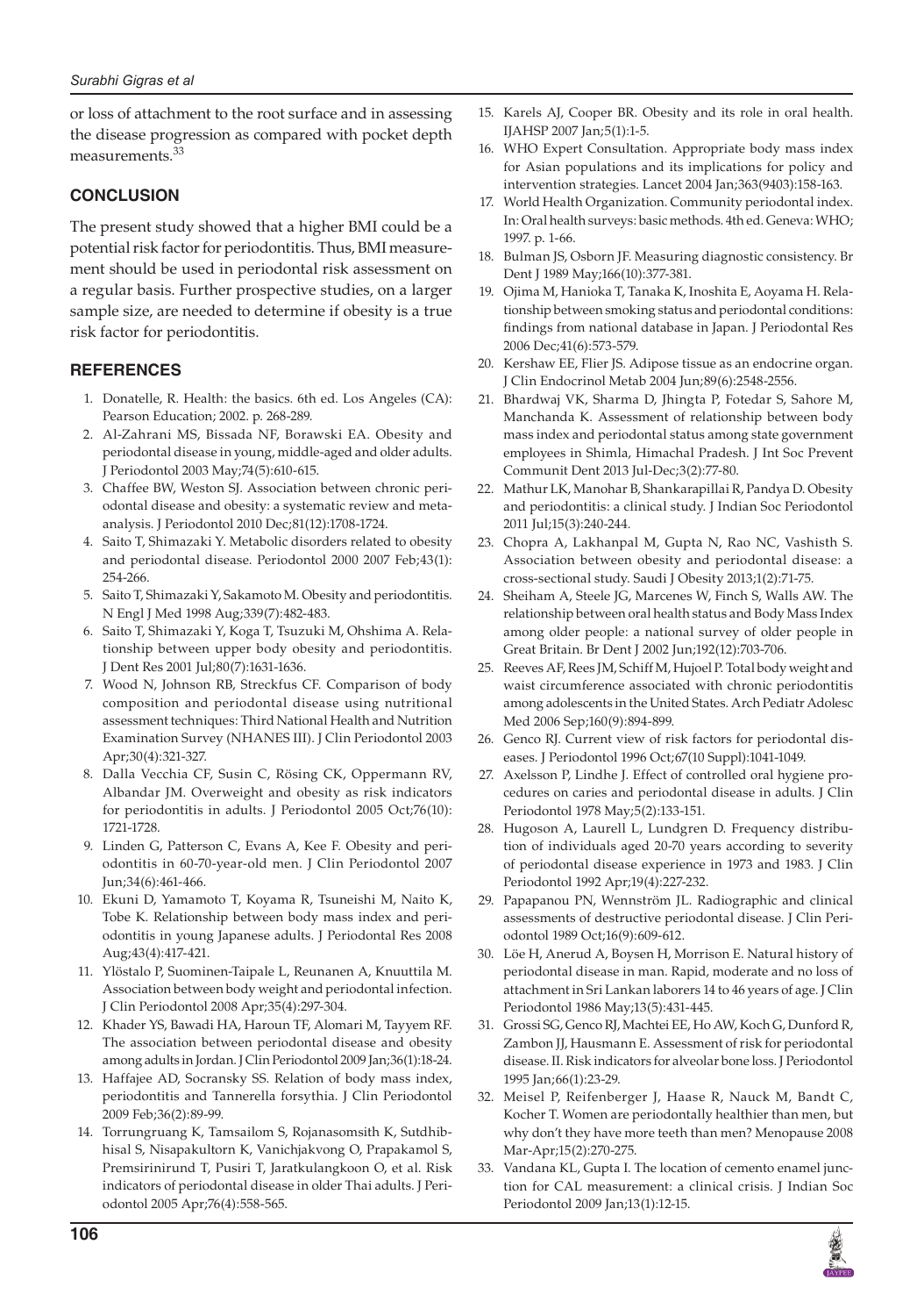or loss of attachment to the root surface and in assessing the disease progression as compared with pocket depth measurements.[33]

## CONCLUSION

The present study showed that a higher BMI could be a potential risk factor for periodontitis. Thus, BMI measurement should be used in periodontal risk assessment on a regular basis. Further prospective studies, on a larger sample size, are needed to determine if obesity is a true risk factor for periodontitis.

## REFERENCES

1. Donatelle, R. Health: the basics. 6th ed. Los Angeles (CA): Pearson Education; 2002. p. 268-289.
2. Al-Zahrani MS, Bissada NF, Borawski EA. Obesity and periodontal disease in young, middle-aged and older adults. J Periodontol 2003 May;74(5):610-615.
3. Chaffee BW, Weston SJ. Association between chronic periodontal disease and obesity: a systematic review and meta-analysis. J Periodontol 2010 Dec;81(12):1708-1724.
4. Saito T, Shimazaki Y. Metabolic disorders related to obesity and periodontal disease. Periodontol 2000 2007 Feb;43(1): 254-266.
5. Saito T, Shimazaki Y, Sakamoto M. Obesity and periodontitis. N Engl J Med 1998 Aug;339(7):482-483.
6. Saito T, Shimazaki Y, Koga T, Tsuzuki M, Ohshima A. Relationship between upper body obesity and periodontitis. J Dent Res 2001 Jul;80(7):1631-1636.
7. Wood N, Johnson RB, Streckfus CF. Comparison of body composition and periodontal disease using nutritional assessment techniques: Third National Health and Nutrition Examination Survey (NHANES III). J Clin Periodontol 2003 Apr;30(4):321-327.
8. Dalla Vecchia CF, Susin C, Rösing CK, Oppermann RV, Albandar JM. Overweight and obesity as risk indicators for periodontitis in adults. J Periodontol 2005 Oct;76(10): 1721-1728.
9. Linden G, Patterson C, Evans A, Kee F. Obesity and periodontitis in 60-70-year-old men. J Clin Periodontol 2007 Jun;34(6):461-466.
10. Ekuni D, Yamamoto T, Koyama R, Tsuneishi M, Naito K, Tobe K. Relationship between body mass index and periodontitis in young Japanese adults. J Periodontal Res 2008 Aug;43(4):417-421.
11. Ylöstalo P, Suominen-Taipale L, Reunanen A, Knuuttila M. Association between body weight and periodontal infection. J Clin Periodontol 2008 Apr;35(4):297-304.
12. Khader YS, Bawadi HA, Haroun TF, Alomari M, Tayyem RF. The association between periodontal disease and obesity among adults in Jordan. J Clin Periodontol 2009 Jan;36(1):18-24.
13. Haffajee AD, Socransky SS. Relation of body mass index, periodontitis and Tannerella forsythia. J Clin Periodontol 2009 Feb;36(2):89-99.
14. Torrungruang K, Tamsailom S, Rojanasomsith K, Sutdhibhisal S, Nisapakultorn K, Vanichjakvong O, Prapakamol S, Premsirinirund T, Pusiri T, Jaratkulangkoon O, et al. Risk indicators of periodontal disease in older Thai adults. J Periodontol 2005 Apr;76(4):558-565.
15. Karels AJ, Cooper BR. Obesity and its role in oral health. IJAHSP 2007 Jan;5(1):1-5.
16. WHO Expert Consultation. Appropriate body mass index for Asian populations and its implications for policy and intervention strategies. Lancet 2004 Jan;363(9403):158-163.
17. World Health Organization. Community periodontal index. In: Oral health surveys: basic methods. 4th ed. Geneva: WHO; 1997. p. 1-66.
18. Bulman JS, Osborn JF. Measuring diagnostic consistency. Br Dent J 1989 May;166(10):377-381.
19. Ojima M, Hanioka T, Tanaka K, Inoshita E, Aoyama H. Relationship between smoking status and periodontal conditions: findings from national database in Japan. J Periodontal Res 2006 Dec;41(6):573-579.
20. Kershaw EE, Flier JS. Adipose tissue as an endocrine organ. J Clin Endocrinol Metab 2004 Jun;89(6):2548-2556.
21. Bhardwaj VK, Sharma D, Jhingta P, Fotedar S, Sahore M, Manchanda K. Assessment of relationship between body mass index and periodontal status among state government employees in Shimla, Himachal Pradesh. J Int Soc Prevent Communit Dent 2013 Jul-Dec;3(2):77-80.
22. Mathur LK, Manohar B, Shankarapillai R, Pandya D. Obesity and periodontitis: a clinical study. J Indian Soc Periodontol 2011 Jul;15(3):240-244.
23. Chopra A, Lakhanpal M, Gupta N, Rao NC, Vashisth S. Association between obesity and periodontal disease: a cross-sectional study. Saudi J Obesity 2013;1(2):71-75.
24. Sheiham A, Steele JG, Marcenes W, Finch S, Walls AW. The relationship between oral health status and Body Mass Index among older people: a national survey of older people in Great Britain. Br Dent J 2002 Jun;192(12):703-706.
25. Reeves AF, Rees JM, Schiff M, Hujoel P. Total body weight and waist circumference associated with chronic periodontitis among adolescents in the United States. Arch Pediatr Adolesc Med 2006 Sep;160(9):894-899.
26. Genco RJ. Current view of risk factors for periodontal diseases. J Periodontol 1996 Oct;67(10 Suppl):1041-1049.
27. Axelsson P, Lindhe J. Effect of controlled oral hygiene procedures on caries and periodontal disease in adults. J Clin Periodontol 1978 May;5(2):133-151.
28. Hugoson A, Laurell L, Lundgren D. Frequency distribution of individuals aged 20-70 years according to severity of periodontal disease experience in 1973 and 1983. J Clin Periodontol 1992 Apr;19(4):227-232.
29. Papapanou PN, Wennström JL. Radiographic and clinical assessments of destructive periodontal disease. J Clin Periodontol 1989 Oct;16(9):609-612.
30. Löe H, Anerud A, Boysen H, Morrison E. Natural history of periodontal disease in man. Rapid, moderate and no loss of attachment in Sri Lankan laborers 14 to 46 years of age. J Clin Periodontol 1986 May;13(5):431-445.
31. Grossi SG, Genco RJ, Machtei EE, Ho AW, Koch G, Dunford R, Zambon JJ, Hausmann E. Assessment of risk for periodontal disease. II. Risk indicators for alveolar bone loss. J Periodontol 1995 Jan;66(1):23-29.
32. Meisel P, Reifenberger J, Haase R, Nauck M, Bandt C, Kocher T. Women are periodontally healthier than men, but why don't they have more teeth than men? Menopause 2008 Mar-Apr;15(2):270-275.
33. Vandana KL, Gupta I. The location of cemento enamel junction for CAL measurement: a clinical crisis. J Indian Soc Periodontol 2009 Jan;13(1):12-15.